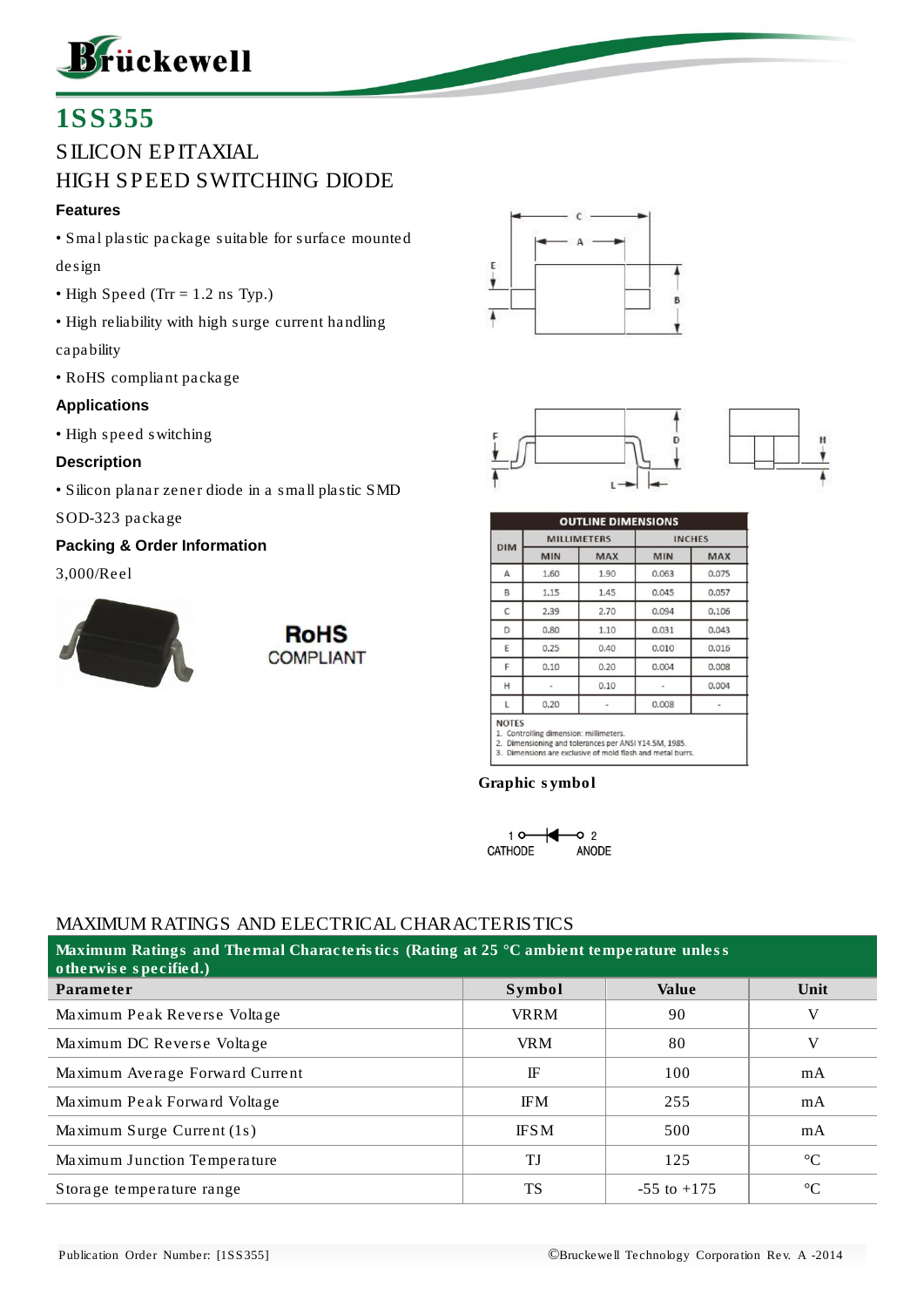# 1SS355

## SILICON EPITAXIAL
## HIGH SPEED SWITCHING DIODE

### Features

- Smal plastic package suitable for surface mounted design
- High Speed (Trr = 1.2 ns Typ.)
- High reliability with high surge current handling capability
- RoHS compliant package

### Applications

- High speed switching

### Description

- Silicon planar zener diode in a small plastic SMD SOD-323 package

### Packing & Order Information

3,000/Reel

RoHS COMPLIANT

| DIM | MILLIMETERS | | INCHES | |
|---|---|---|---|---|
| | MIN | MAX | MIN | MAX |
| A | 1.60 | 1.90 | 0.063 | 0.075 |
| B | 1.15 | 1.45 | 0.045 | 0.057 |
| C | 2.39 | 2.70 | 0.094 | 0.106 |
| D | 0.80 | 1.10 | 0.031 | 0.043 |
| E | 0.25 | 0.40 | 0.010 | 0.016 |
| F | 0.10 | 0.20 | 0.004 | 0.008 |
| H | - | 0.10 | - | 0.004 |
| L | 0.20 | - | 0.008 | - |

NOTES
1. Controlling dimension: millimeters.
2. Dimensioning and tolerances per ANSI Y14.5M, 1985.
3. Dimensions are exclusive of mold flash and metal burrs.

**Graphic symbol**

1 CATHODE — 2 ANODE

## MAXIMUM RATINGS AND ELECTRICAL CHARACTERISTICS

**Maximum Ratings and Thermal Characteristics (Rating at 25 °C ambient temperature unless otherwise specified.)**

| Parameter | Symbol | Value | Unit |
|---|---|---|---|
| Maximum Peak Reverse Voltage | VRRM | 90 | V |
| Maximum DC Reverse Voltage | VRM | 80 | V |
| Maximum Average Forward Current | IF | 100 | mA |
| Maximum Peak Forward Voltage | IFM | 255 | mA |
| Maximum Surge Current (1s) | IFSM | 500 | mA |
| Maximum Junction Temperature | TJ | 125 | °C |
| Storage temperature range | TS | -55 to +175 | °C |

Publication Order Number: [1SS355]

©Bruckewell Technology Corporation Rev. A -2014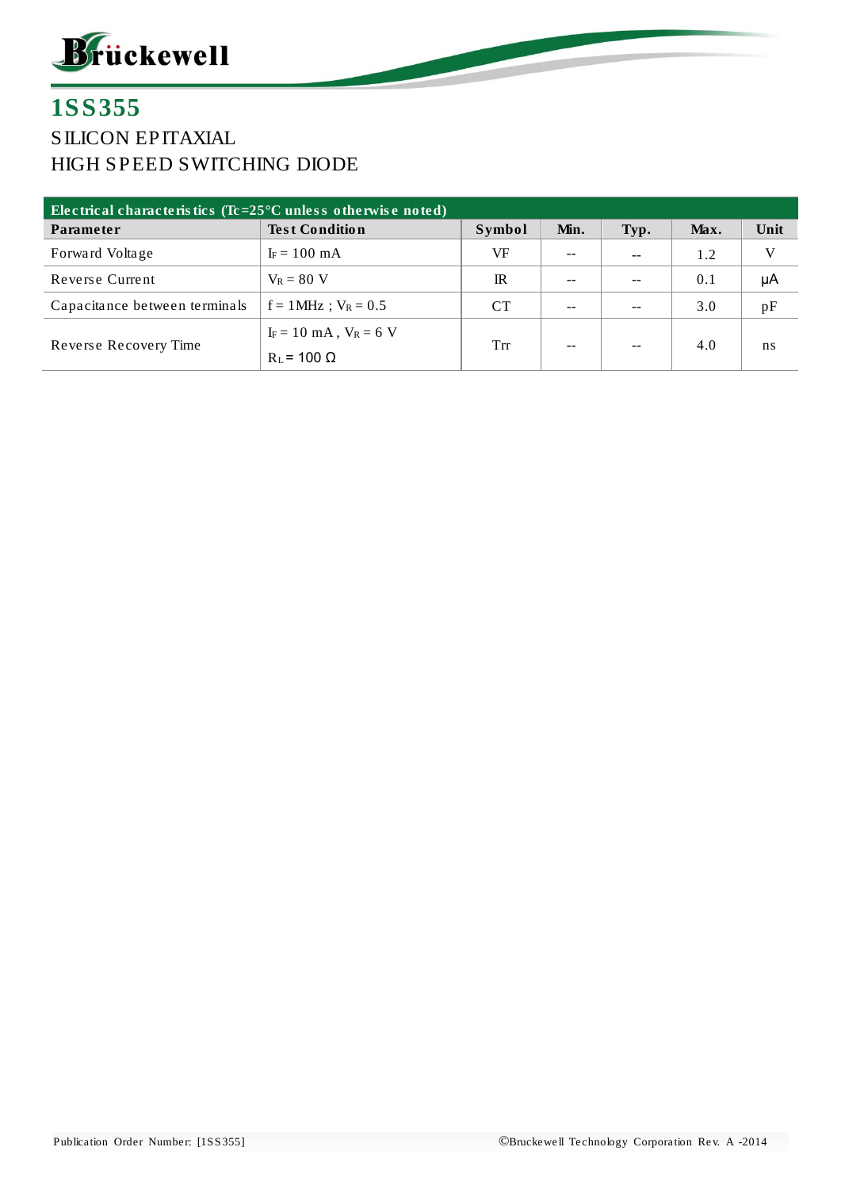# 1SS355

SILICON EPITAXIAL
HIGH SPEED SWITCHING DIODE

| Electrical characteristics ($T_c$=25°C unless otherwise noted) | | | | | | |
|---|---|---|---|---|---|---|
| **Parameter** | **Test Condition** | **Symbol** | **Min.** | **Typ.** | **Max.** | **Unit** |
| Forward Voltage | $I_F$ = 100 mA | VF | -- | -- | 1.2 | V |
| Reverse Current | $V_R$ = 80 V | IR | -- | -- | 0.1 | μA |
| Capacitance between terminals | f = 1MHz ; $V_R$ = 0.5 | CT | -- | -- | 3.0 | pF |
| Reverse Recovery Time | $I_F$ = 10 mA , $V_R$ = 6 V<br>$R_L$ = 100 Ω | Trr | -- | -- | 4.0 | ns |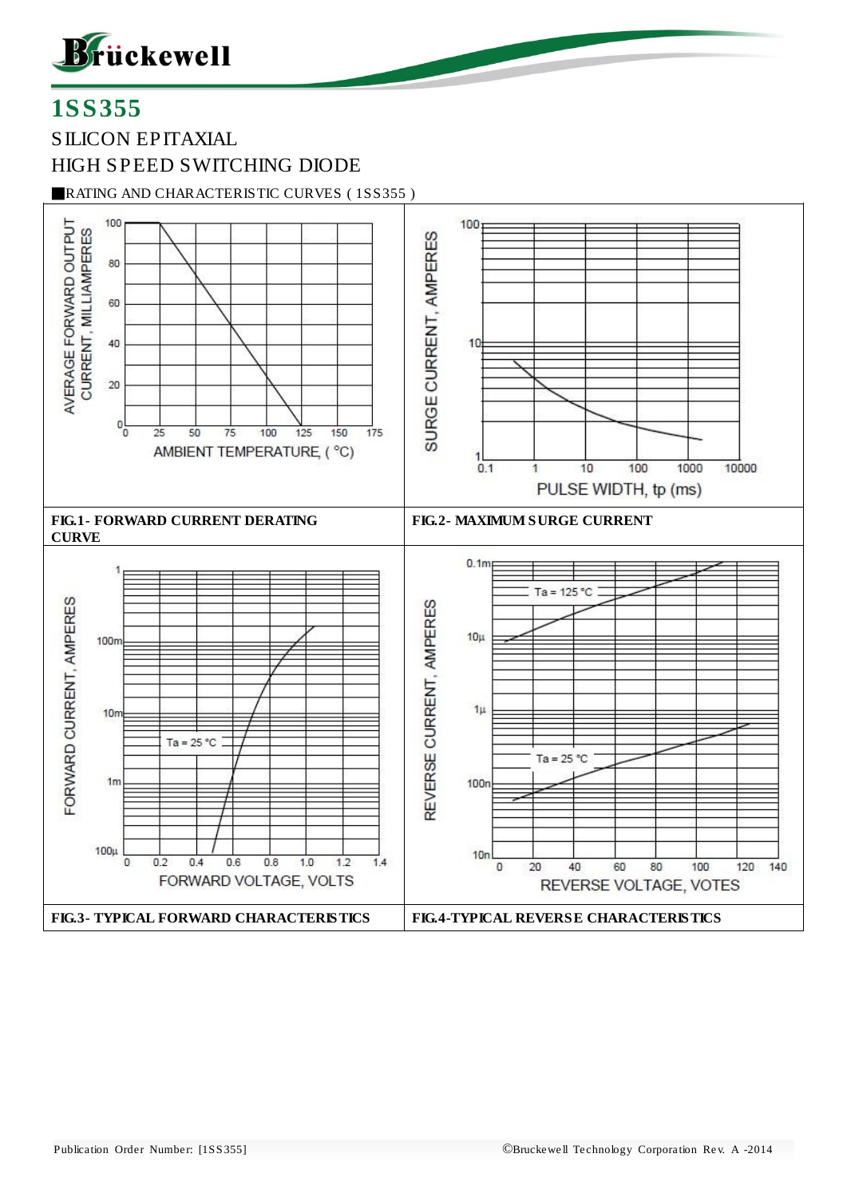# 1SS355

SILICON EPITAXIAL

HIGH SPEED SWITCHING DIODE

■RATING AND CHARACTERISTIC CURVES ( 1SS355 )

**FIG.1- FORWARD CURRENT DERATING CURVE**

**FIG.2- MAXIMUM SURGE CURRENT**

**FIG.3- TYPICAL FORWARD CHARACTERISTICS**

**FIG.4-TYPICAL REVERSE CHARACTERISTICS**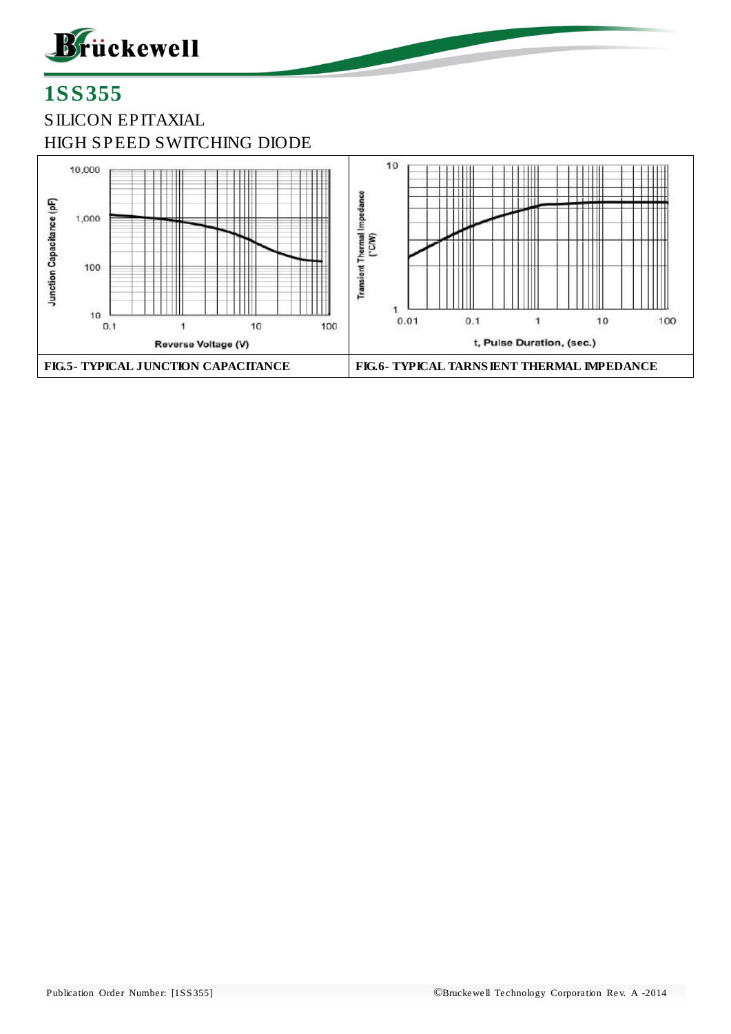# 1SS355

SILICON EPITAXIAL
HIGH SPEED SWITCHING DIODE

FIG.5- TYPICAL JUNCTION CAPACITANCE

FIG.6- TYPICAL TARNSIENT THERMAL IMPEDANCE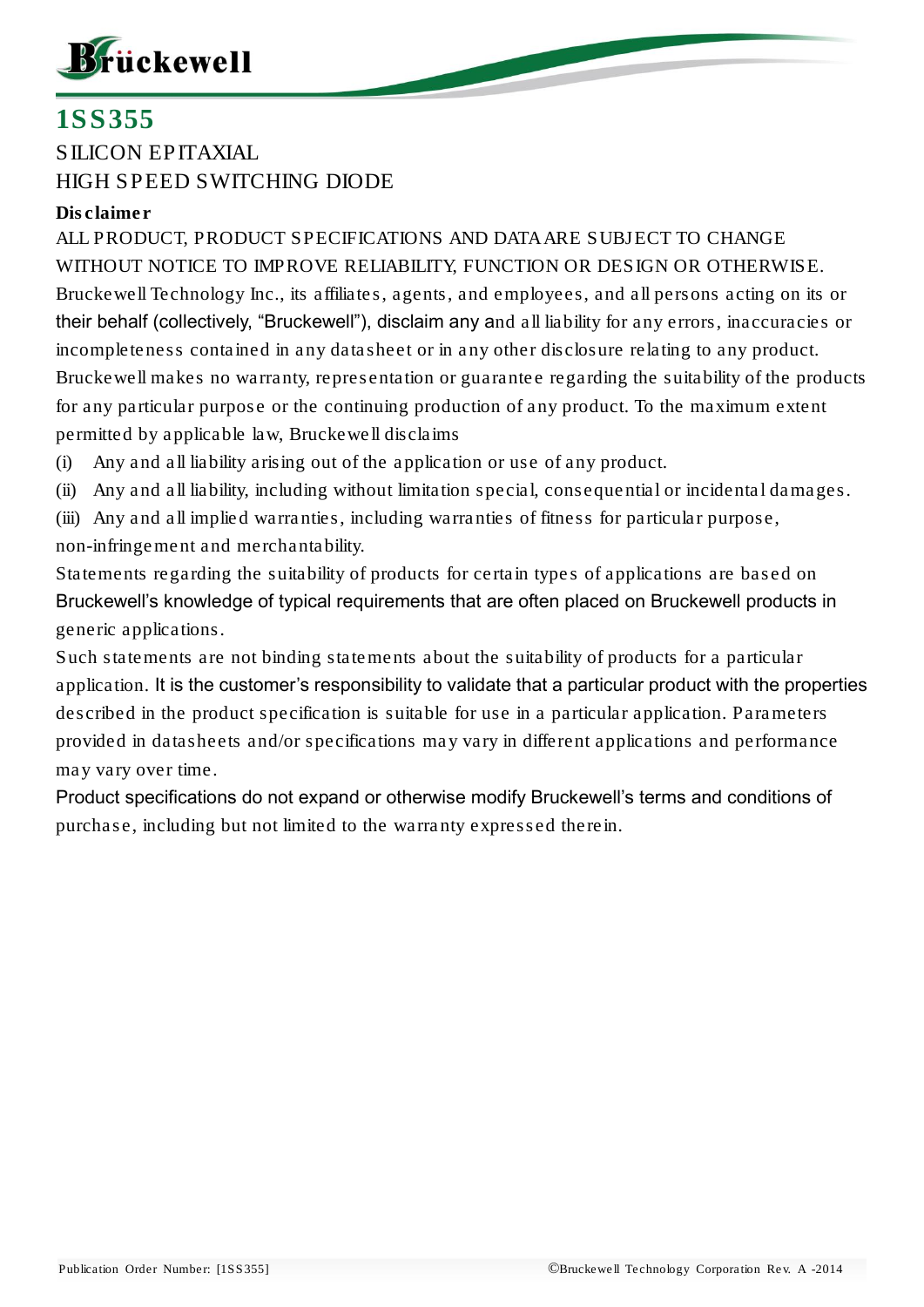# 1SS355

SILICON EPITAXIAL
HIGH SPEED SWITCHING DIODE

**Disclaimer**

ALL PRODUCT, PRODUCT SPECIFICATIONS AND DATA ARE SUBJECT TO CHANGE WITHOUT NOTICE TO IMPROVE RELIABILITY, FUNCTION OR DESIGN OR OTHERWISE.

Bruckewell Technology Inc., its affiliates, agents, and employees, and all persons acting on its or their behalf (collectively, "Bruckewell"), disclaim any and all liability for any errors, inaccuracies or incompleteness contained in any datasheet or in any other disclosure relating to any product.

Bruckewell makes no warranty, representation or guarantee regarding the suitability of the products for any particular purpose or the continuing production of any product. To the maximum extent permitted by applicable law, Bruckewell disclaims

(i) Any and all liability arising out of the application or use of any product.

(ii) Any and all liability, including without limitation special, consequential or incidental damages.

(iii) Any and all implied warranties, including warranties of fitness for particular purpose, non-infringement and merchantability.

Statements regarding the suitability of products for certain types of applications are based on Bruckewell's knowledge of typical requirements that are often placed on Bruckewell products in generic applications.

Such statements are not binding statements about the suitability of products for a particular application. It is the customer's responsibility to validate that a particular product with the properties described in the product specification is suitable for use in a particular application. Parameters provided in datasheets and/or specifications may vary in different applications and performance may vary over time.

Product specifications do not expand or otherwise modify Bruckewell's terms and conditions of purchase, including but not limited to the warranty expressed therein.